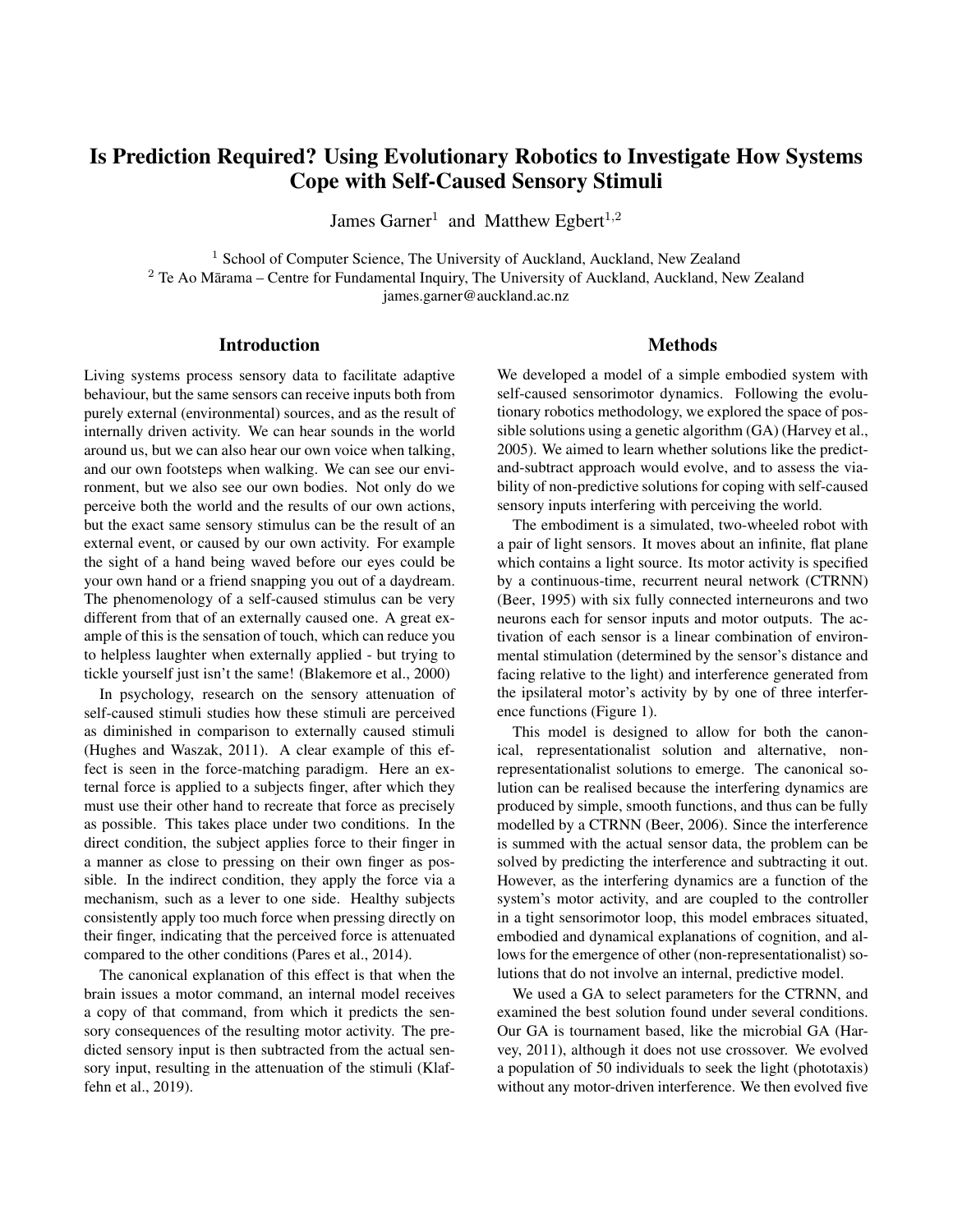# Is Prediction Required? Using Evolutionary Robotics to Investigate How Systems Cope with Self-Caused Sensory Stimuli

James Garner[1] and Matthew Egbert[1,2]

[1] School of Computer Science, The University of Auckland, Auckland, New Zealand
[2] Te Ao Mārama – Centre for Fundamental Inquiry, The University of Auckland, Auckland, New Zealand
james.garner@auckland.ac.nz

## Introduction

Living systems process sensory data to facilitate adaptive behaviour, but the same sensors can receive inputs both from purely external (environmental) sources, and as the result of internally driven activity. We can hear sounds in the world around us, but we can also hear our own voice when talking, and our own footsteps when walking. We can see our environment, but we also see our own bodies. Not only do we perceive both the world and the results of our own actions, but the exact same sensory stimulus can be the result of an external event, or caused by our own activity. For example the sight of a hand being waved before our eyes could be your own hand or a friend snapping you out of a daydream. The phenomenology of a self-caused stimulus can be very different from that of an externally caused one. A great example of this is the sensation of touch, which can reduce you to helpless laughter when externally applied - but trying to tickle yourself just isn't the same! (Blakemore et al., 2000)

In psychology, research on the sensory attenuation of self-caused stimuli studies how these stimuli are perceived as diminished in comparison to externally caused stimuli (Hughes and Waszak, 2011). A clear example of this effect is seen in the force-matching paradigm. Here an external force is applied to a subjects finger, after which they must use their other hand to recreate that force as precisely as possible. This takes place under two conditions. In the direct condition, the subject applies force to their finger in a manner as close to pressing on their own finger as possible. In the indirect condition, they apply the force via a mechanism, such as a lever to one side. Healthy subjects consistently apply too much force when pressing directly on their finger, indicating that the perceived force is attenuated compared to the other conditions (Pares et al., 2014).

The canonical explanation of this effect is that when the brain issues a motor command, an internal model receives a copy of that command, from which it predicts the sensory consequences of the resulting motor activity. The predicted sensory input is then subtracted from the actual sensory input, resulting in the attenuation of the stimuli (Klaffehn et al., 2019).

## Methods

We developed a model of a simple embodied system with self-caused sensorimotor dynamics. Following the evolutionary robotics methodology, we explored the space of possible solutions using a genetic algorithm (GA) (Harvey et al., 2005). We aimed to learn whether solutions like the predict-and-subtract approach would evolve, and to assess the viability of non-predictive solutions for coping with self-caused sensory inputs interfering with perceiving the world.

The embodiment is a simulated, two-wheeled robot with a pair of light sensors. It moves about an infinite, flat plane which contains a light source. Its motor activity is specified by a continuous-time, recurrent neural network (CTRNN) (Beer, 1995) with six fully connected interneurons and two neurons each for sensor inputs and motor outputs. The activation of each sensor is a linear combination of environmental stimulation (determined by the sensor's distance and facing relative to the light) and interference generated from the ipsilateral motor's activity by by one of three interference functions (Figure 1).

This model is designed to allow for both the canonical, representationalist solution and alternative, non-representationalist solutions to emerge. The canonical solution can be realised because the interfering dynamics are produced by simple, smooth functions, and thus can be fully modelled by a CTRNN (Beer, 2006). Since the interference is summed with the actual sensor data, the problem can be solved by predicting the interference and subtracting it out. However, as the interfering dynamics are a function of the system's motor activity, and are coupled to the controller in a tight sensorimotor loop, this model embraces situated, embodied and dynamical explanations of cognition, and allows for the emergence of other (non-representationalist) solutions that do not involve an internal, predictive model.

We used a GA to select parameters for the CTRNN, and examined the best solution found under several conditions. Our GA is tournament based, like the microbial GA (Harvey, 2011), although it does not use crossover. We evolved a population of 50 individuals to seek the light (phototaxis) without any motor-driven interference. We then evolved five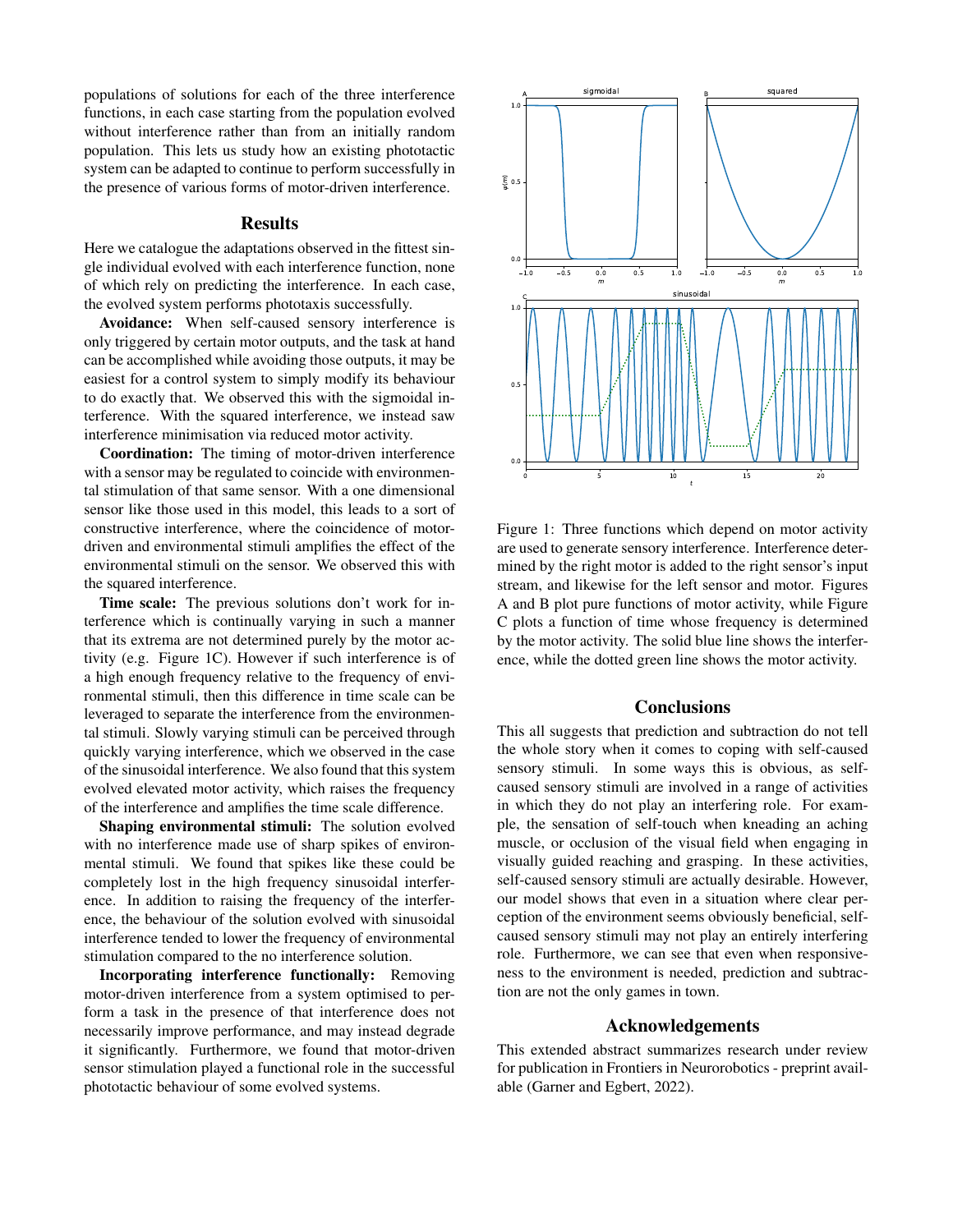populations of solutions for each of the three interference functions, in each case starting from the population evolved without interference rather than from an initially random population. This lets us study how an existing phototactic system can be adapted to continue to perform successfully in the presence of various forms of motor-driven interference.

## Results

Here we catalogue the adaptations observed in the fittest single individual evolved with each interference function, none of which rely on predicting the interference. In each case, the evolved system performs phototaxis successfully.

**Avoidance:** When self-caused sensory interference is only triggered by certain motor outputs, and the task at hand can be accomplished while avoiding those outputs, it may be easiest for a control system to simply modify its behaviour to do exactly that. We observed this with the sigmoidal interference. With the squared interference, we instead saw interference minimisation via reduced motor activity.

**Coordination:** The timing of motor-driven interference with a sensor may be regulated to coincide with environmental stimulation of that same sensor. With a one dimensional sensor like those used in this model, this leads to a sort of constructive interference, where the coincidence of motor-driven and environmental stimuli amplifies the effect of the environmental stimuli on the sensor. We observed this with the squared interference.

**Time scale:** The previous solutions don't work for interference which is continually varying in such a manner that its extrema are not determined purely by the motor activity (e.g. Figure 1C). However if such interference is of a high enough frequency relative to the frequency of environmental stimuli, then this difference in time scale can be leveraged to separate the interference from the environmental stimuli. Slowly varying stimuli can be perceived through quickly varying interference, which we observed in the case of the sinusoidal interference. We also found that this system evolved elevated motor activity, which raises the frequency of the interference and amplifies the time scale difference.

**Shaping environmental stimuli:** The solution evolved with no interference made use of sharp spikes of environmental stimuli. We found that spikes like these could be completely lost in the high frequency sinusoidal interference. In addition to raising the frequency of the interference, the behaviour of the solution evolved with sinusoidal interference tended to lower the frequency of environmental stimulation compared to the no interference solution.

**Incorporating interference functionally:** Removing motor-driven interference from a system optimised to perform a task in the presence of that interference does not necessarily improve performance, and may instead degrade it significantly. Furthermore, we found that motor-driven sensor stimulation played a functional role in the successful phototactic behaviour of some evolved systems.

Figure 1: Three functions which depend on motor activity are used to generate sensory interference. Interference determined by the right motor is added to the right sensor's input stream, and likewise for the left sensor and motor. Figures A and B plot pure functions of motor activity, while Figure C plots a function of time whose frequency is determined by the motor activity. The solid blue line shows the interference, while the dotted green line shows the motor activity.

## Conclusions

This all suggests that prediction and subtraction do not tell the whole story when it comes to coping with self-caused sensory stimuli. In some ways this is obvious, as self-caused sensory stimuli are involved in a range of activities in which they do not play an interfering role. For example, the sensation of self-touch when kneading an aching muscle, or occlusion of the visual field when engaging in visually guided reaching and grasping. In these activities, self-caused sensory stimuli are actually desirable. However, our model shows that even in a situation where clear perception of the environment seems obviously beneficial, self-caused sensory stimuli may not play an entirely interfering role. Furthermore, we can see that even when responsiveness to the environment is needed, prediction and subtraction are not the only games in town.

## Acknowledgements

This extended abstract summarizes research under review for publication in Frontiers in Neurorobotics - preprint available (Garner and Egbert, 2022).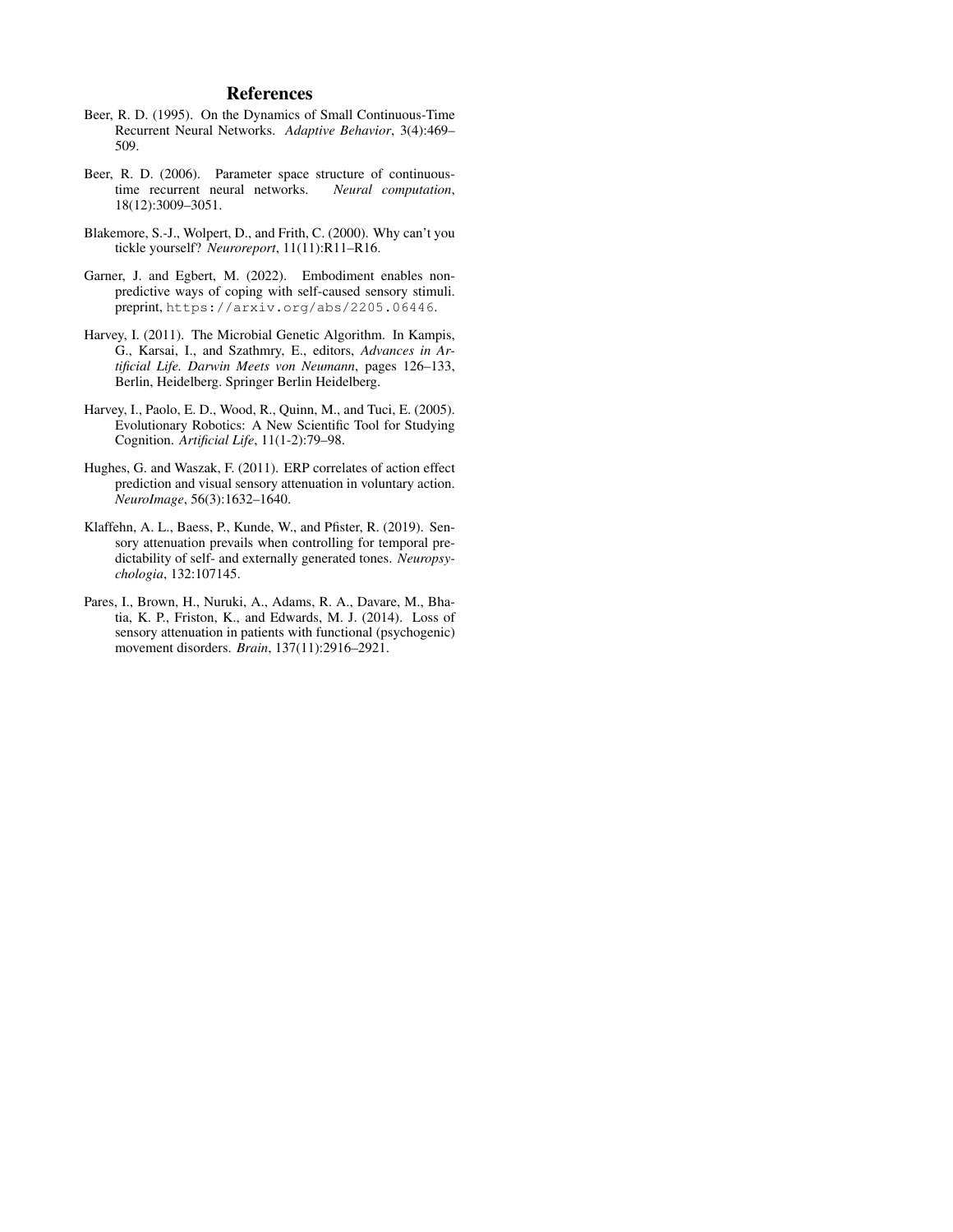## References

Beer, R. D. (1995). On the Dynamics of Small Continuous-Time Recurrent Neural Networks. *Adaptive Behavior*, 3(4):469–509.

Beer, R. D. (2006). Parameter space structure of continuous-time recurrent neural networks. *Neural computation*, 18(12):3009–3051.

Blakemore, S.-J., Wolpert, D., and Frith, C. (2000). Why can't you tickle yourself? *Neuroreport*, 11(11):R11–R16.

Garner, J. and Egbert, M. (2022). Embodiment enables non-predictive ways of coping with self-caused sensory stimuli. preprint, `https://arxiv.org/abs/2205.06446`.

Harvey, I. (2011). The Microbial Genetic Algorithm. In Kampis, G., Karsai, I., and Szathmry, E., editors, *Advances in Artificial Life. Darwin Meets von Neumann*, pages 126–133, Berlin, Heidelberg. Springer Berlin Heidelberg.

Harvey, I., Paolo, E. D., Wood, R., Quinn, M., and Tuci, E. (2005). Evolutionary Robotics: A New Scientific Tool for Studying Cognition. *Artificial Life*, 11(1-2):79–98.

Hughes, G. and Waszak, F. (2011). ERP correlates of action effect prediction and visual sensory attenuation in voluntary action. *NeuroImage*, 56(3):1632–1640.

Klaffehn, A. L., Baess, P., Kunde, W., and Pfister, R. (2019). Sensory attenuation prevails when controlling for temporal predictability of self- and externally generated tones. *Neuropsychologia*, 132:107145.

Pares, I., Brown, H., Nuruki, A., Adams, R. A., Davare, M., Bhatia, K. P., Friston, K., and Edwards, M. J. (2014). Loss of sensory attenuation in patients with functional (psychogenic) movement disorders. *Brain*, 137(11):2916–2921.